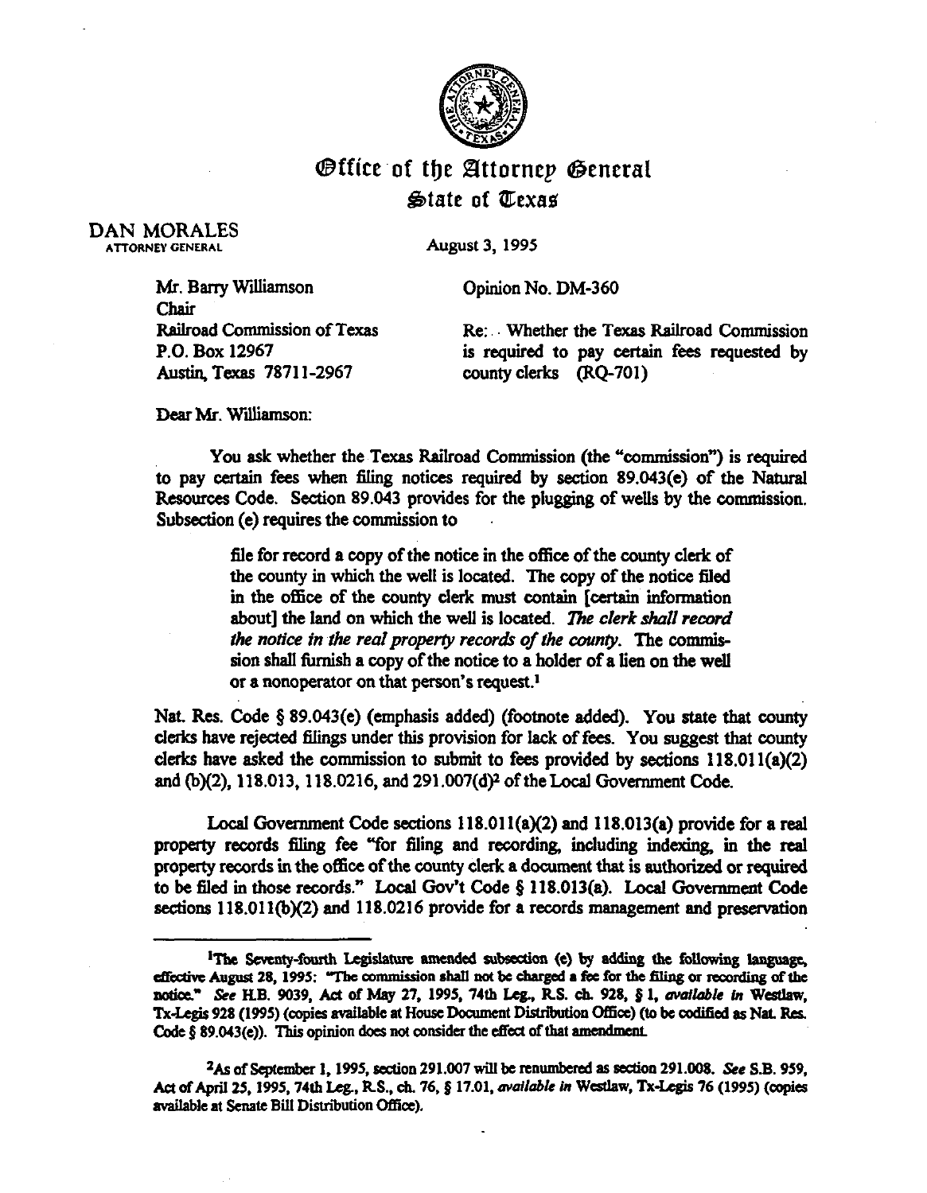# Office of the Attorney General
## State of Texas

DAN MORALES
ATTORNEY GENERAL

August 3, 1995

Mr. Barry Williamson
Chair
Railroad Commission of Texas
P.O. Box 12967
Austin, Texas 78711-2967

Opinion No. DM-360

Re: Whether the Texas Railroad Commission is required to pay certain fees requested by county clerks (RQ-701)

Dear Mr. Williamson:

You ask whether the Texas Railroad Commission (the "commission") is required to pay certain fees when filing notices required by section 89.043(e) of the Natural Resources Code. Section 89.043 provides for the plugging of wells by the commission. Subsection (e) requires the commission to

> file for record a copy of the notice in the office of the county clerk of the county in which the well is located. The copy of the notice filed in the office of the county clerk must contain [certain information about] the land on which the well is located. *The clerk shall record the notice in the real property records of the county.* The commission shall furnish a copy of the notice to a holder of a lien on the well or a nonoperator on that person's request.[1]

Nat. Res. Code § 89.043(e) (emphasis added) (footnote added). You state that county clerks have rejected filings under this provision for lack of fees. You suggest that county clerks have asked the commission to submit to fees provided by sections 118.011(a)(2) and (b)(2), 118.013, 118.0216, and 291.007(d)[2] of the Local Government Code.

Local Government Code sections 118.011(a)(2) and 118.013(a) provide for a real property records filing fee "for filing and recording, including indexing, in the real property records in the office of the county clerk a document that is authorized or required to be filed in those records." Local Gov't Code § 118.013(a). Local Government Code sections 118.011(b)(2) and 118.0216 provide for a records management and preservation

---

[1]The Seventy-fourth Legislature amended subsection (e) by adding the following language, effective August 28, 1995: "The commission shall not be charged a fee for the filing or recording of the notice." *See* H.B. 9039, Act of May 27, 1995, 74th Leg., R.S. ch. 928, § 1, *available in* Westlaw, Tx-Legis 928 (1995) (copies available at House Document Distribution Office) (to be codified as Nat. Res. Code § 89.043(e)). This opinion does not consider the effect of that amendment.

[2]As of September 1, 1995, section 291.007 will be renumbered as section 291.008. *See* S.B. 959, Act of April 25, 1995, 74th Leg., R.S., ch. 76, § 17.01, *available in* Westlaw, Tx-Legis 76 (1995) (copies available at Senate Bill Distribution Office).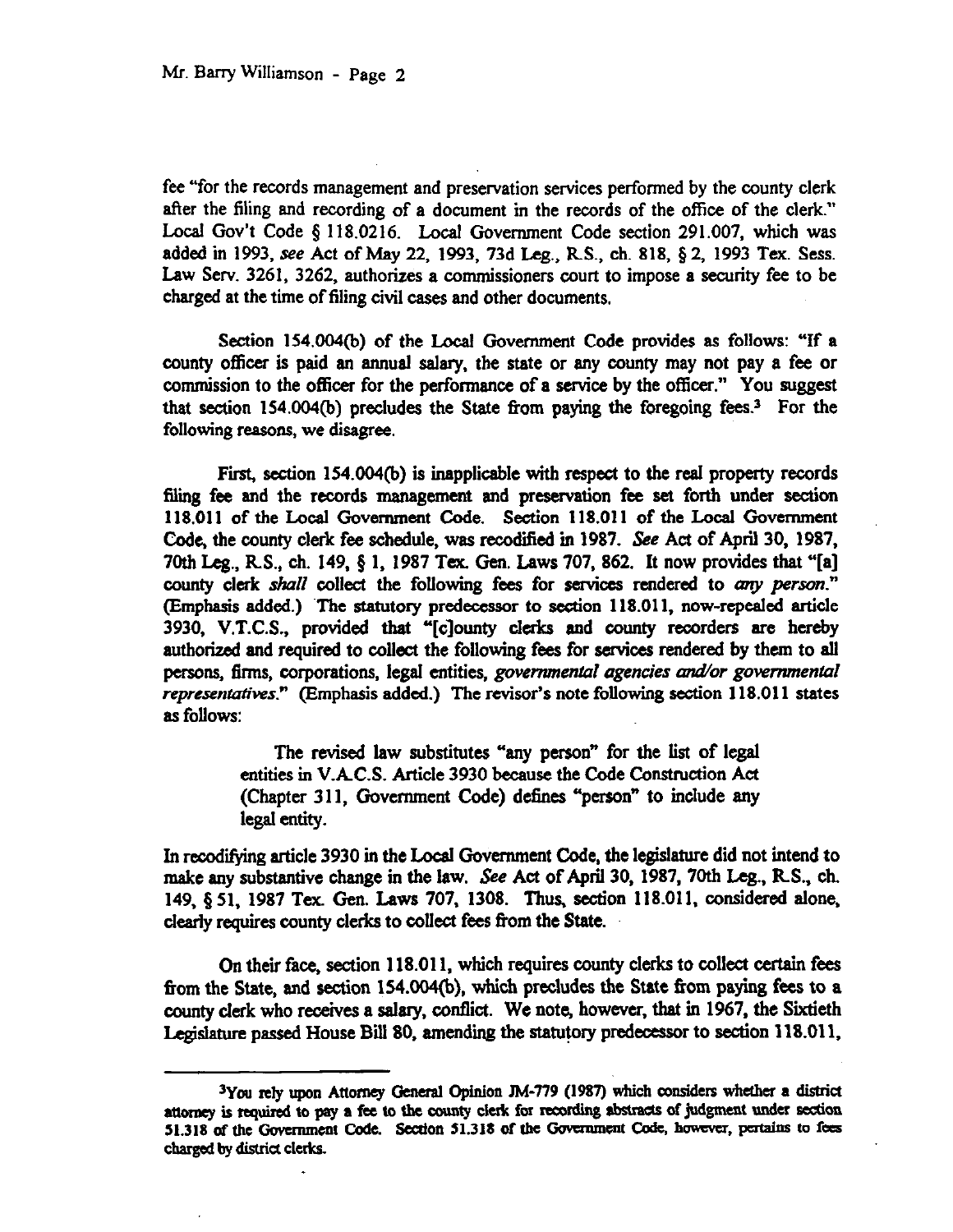fee "for the records management and preservation services performed by the county clerk after the filing and recording of a document in the records of the office of the clerk." Local Gov't Code § 118.0216. Local Government Code section 291.007, which was added in 1993, *see* Act of May 22, 1993, 73d Leg., R.S., ch. 818, § 2, 1993 Tex. Sess. Law Serv. 3261, 3262, authorizes a commissioners court to impose a security fee to be charged at the time of filing civil cases and other documents.

Section 154.004(b) of the Local Government Code provides as follows: "If a county officer is paid an annual salary, the state or any county may not pay a fee or commission to the officer for the performance of a service by the officer." You suggest that section 154.004(b) precludes the State from paying the foregoing fees.[3] For the following reasons, we disagree.

First, section 154.004(b) is inapplicable with respect to the real property records filing fee and the records management and preservation fee set forth under section 118.011 of the Local Government Code. Section 118.011 of the Local Government Code, the county clerk fee schedule, was recodified in 1987. *See* Act of April 30, 1987, 70th Leg., R.S., ch. 149, § 1, 1987 Tex. Gen. Laws 707, 862. It now provides that "[a] county clerk *shall* collect the following fees for services rendered to *any person*." (Emphasis added.) The statutory predecessor to section 118.011, now-repealed article 3930, V.T.C.S., provided that "[c]ounty clerks and county recorders are hereby authorized and required to collect the following fees for services rendered by them to all persons, firms, corporations, legal entities, *governmental agencies and/or governmental representatives*." (Emphasis added.) The revisor's note following section 118.011 states as follows:

> The revised law substitutes "any person" for the list of legal entities in V.A.C.S. Article 3930 because the Code Construction Act (Chapter 311, Government Code) defines "person" to include any legal entity.

In recodifying article 3930 in the Local Government Code, the legislature did not intend to make any substantive change in the law. *See* Act of April 30, 1987, 70th Leg., R.S., ch. 149, § 51, 1987 Tex. Gen. Laws 707, 1308. Thus, section 118.011, considered alone, clearly requires county clerks to collect fees from the State.

On their face, section 118.011, which requires county clerks to collect certain fees from the State, and section 154.004(b), which precludes the State from paying fees to a county clerk who receives a salary, conflict. We note, however, that in 1967, the Sixtieth Legislature passed House Bill 80, amending the statutory predecessor to section 118.011,

---

[3]You rely upon Attorney General Opinion JM-779 (1987) which considers whether a district attorney is required to pay a fee to the county clerk for recording abstracts of judgment under section 51.318 of the Government Code. Section 51.318 of the Government Code, however, pertains to fees charged by district clerks.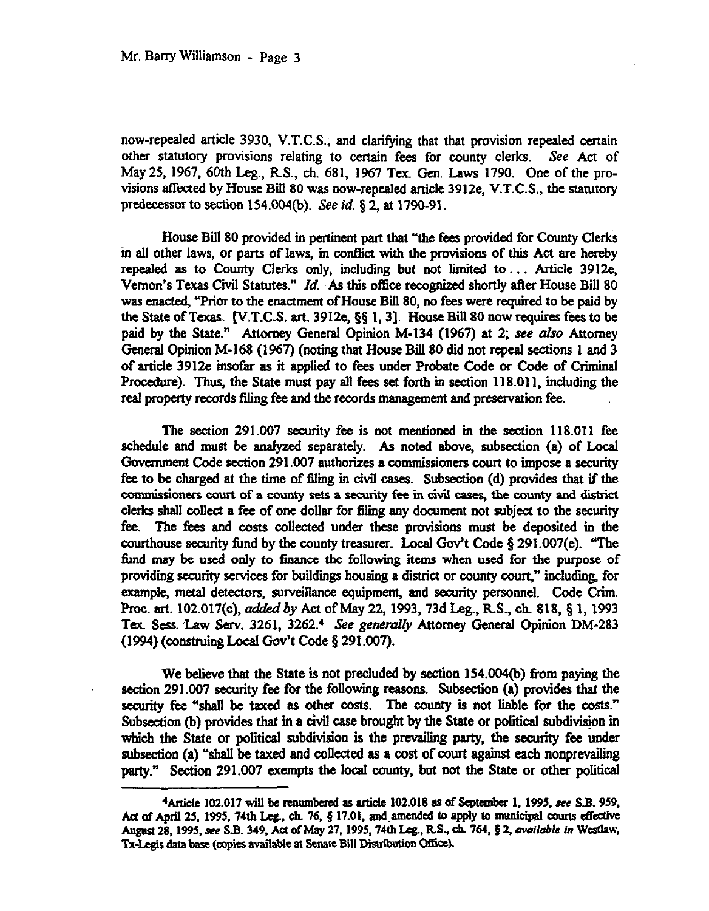now-repealed article 3930, V.T.C.S., and clarifying that that provision repealed certain other statutory provisions relating to certain fees for county clerks. *See* Act of May 25, 1967, 60th Leg., R.S., ch. 681, 1967 Tex. Gen. Laws 1790. One of the provisions affected by House Bill 80 was now-repealed article 3912e, V.T.C.S., the statutory predecessor to section 154.004(b). *See id.* § 2, at 1790-91.

House Bill 80 provided in pertinent part that "the fees provided for County Clerks in all other laws, or parts of laws, in conflict with the provisions of this Act are hereby repealed as to County Clerks only, including but not limited to . . . Article 3912e, Vernon's Texas Civil Statutes." *Id.* As this office recognized shortly after House Bill 80 was enacted, "Prior to the enactment of House Bill 80, no fees were required to be paid by the State of Texas. [V.T.C.S. art. 3912e, §§ 1, 3]. House Bill 80 now requires fees to be paid by the State." Attorney General Opinion M-134 (1967) at 2; *see also* Attorney General Opinion M-168 (1967) (noting that House Bill 80 did not repeal sections 1 and 3 of article 3912e insofar as it applied to fees under Probate Code or Code of Criminal Procedure). Thus, the State must pay all fees set forth in section 118.011, including the real property records filing fee and the records management and preservation fee.

The section 291.007 security fee is not mentioned in the section 118.011 fee schedule and must be analyzed separately. As noted above, subsection (a) of Local Government Code section 291.007 authorizes a commissioners court to impose a security fee to be charged at the time of filing in civil cases. Subsection (d) provides that if the commissioners court of a county sets a security fee in civil cases, the county and district clerks shall collect a fee of one dollar for filing any document not subject to the security fee. The fees and costs collected under these provisions must be deposited in the courthouse security fund by the county treasurer. Local Gov't Code § 291.007(e). "The fund may be used only to finance the following items when used for the purpose of providing security services for buildings housing a district or county court," including, for example, metal detectors, surveillance equipment, and security personnel. Code Crim. Proc. art. 102.017(c), *added by* Act of May 22, 1993, 73d Leg., R.S., ch. 818, § 1, 1993 Tex. Sess. Law Serv. 3261, 3262.[4] *See generally* Attorney General Opinion DM-283 (1994) (construing Local Gov't Code § 291.007).

We believe that the State is not precluded by section 154.004(b) from paying the section 291.007 security fee for the following reasons. Subsection (a) provides that the security fee "shall be taxed as other costs. The county is not liable for the costs." Subsection (b) provides that in a civil case brought by the State or political subdivision in which the State or political subdivision is the prevailing party, the security fee under subsection (a) "shall be taxed and collected as a cost of court against each nonprevailing party." Section 291.007 exempts the local county, but not the State or other political

---

[4] Article 102.017 will be renumbered as article 102.018 as of September 1, 1995, *see* S.B. 959, Act of April 25, 1995, 74th Leg., ch. 76, § 17.01, and amended to apply to municipal courts effective August 28, 1995, *see* S.B. 349, Act of May 27, 1995, 74th Leg., R.S., ch. 764, § 2, *available in* Westlaw, Tx-Legis data base (copies available at Senate Bill Distribution Office).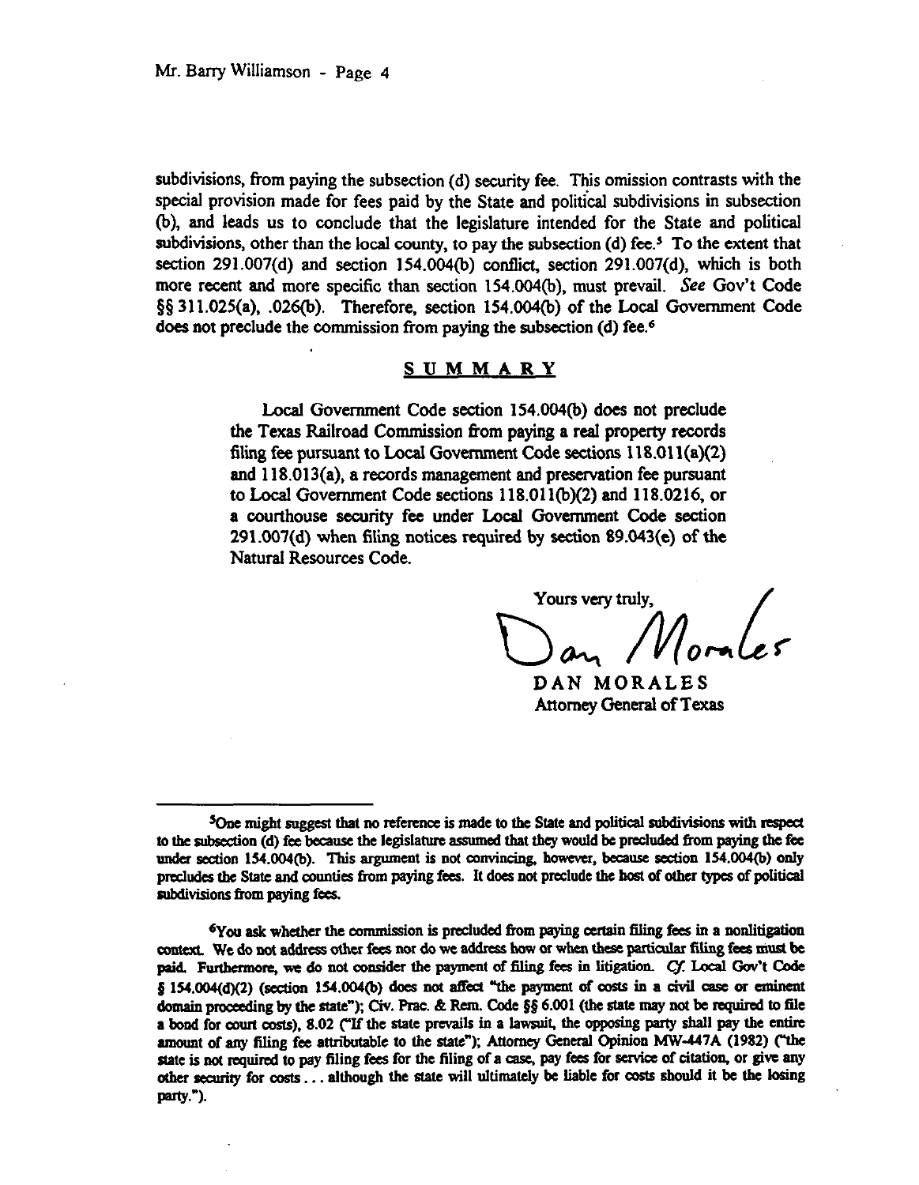subdivisions, from paying the subsection (d) security fee. This omission contrasts with the special provision made for fees paid by the State and political subdivisions in subsection (b), and leads us to conclude that the legislature intended for the State and political subdivisions, other than the local county, to pay the subsection (d) fee.[5] To the extent that section 291.007(d) and section 154.004(b) conflict, section 291.007(d), which is both more recent and more specific than section 154.004(b), must prevail. *See* Gov't Code §§ 311.025(a), .026(b). Therefore, section 154.004(b) of the Local Government Code does not preclude the commission from paying the subsection (d) fee.[6]

## SUMMARY

Local Government Code section 154.004(b) does not preclude the Texas Railroad Commission from paying a real property records filing fee pursuant to Local Government Code sections 118.011(a)(2) and 118.013(a), a records management and preservation fee pursuant to Local Government Code sections 118.011(b)(2) and 118.0216, or a courthouse security fee under Local Government Code section 291.007(d) when filing notices required by section 89.043(e) of the Natural Resources Code.

Yours very truly,

Dan Morales

DAN MORALES
Attorney General of Texas

---

[5]One might suggest that no reference is made to the State and political subdivisions with respect to the subsection (d) fee because the legislature assumed that they would be precluded from paying the fee under section 154.004(b). This argument is not convincing, however, because section 154.004(b) only precludes the State and counties from paying fees. It does not preclude the host of other types of political subdivisions from paying fees.

[6]You ask whether the commission is precluded from paying certain filing fees in a nonlitigation context. We do not address other fees nor do we address how or when these particular filing fees must be paid. Furthermore, we do not consider the payment of filing fees in litigation. *Cf.* Local Gov't Code § 154.004(d)(2) (section 154.004(b) does not affect "the payment of costs in a civil case or eminent domain proceeding by the state"); Civ. Prac. & Rem. Code §§ 6.001 (the state may not be required to file a bond for court costs), 8.02 ("If the state prevails in a lawsuit, the opposing party shall pay the entire amount of any filing fee attributable to the state"); Attorney General Opinion MW-447A (1982) ("the state is not required to pay filing fees for the filing of a case, pay fees for service of citation, or give any other security for costs . . . although the state will ultimately be liable for costs should it be the losing party.").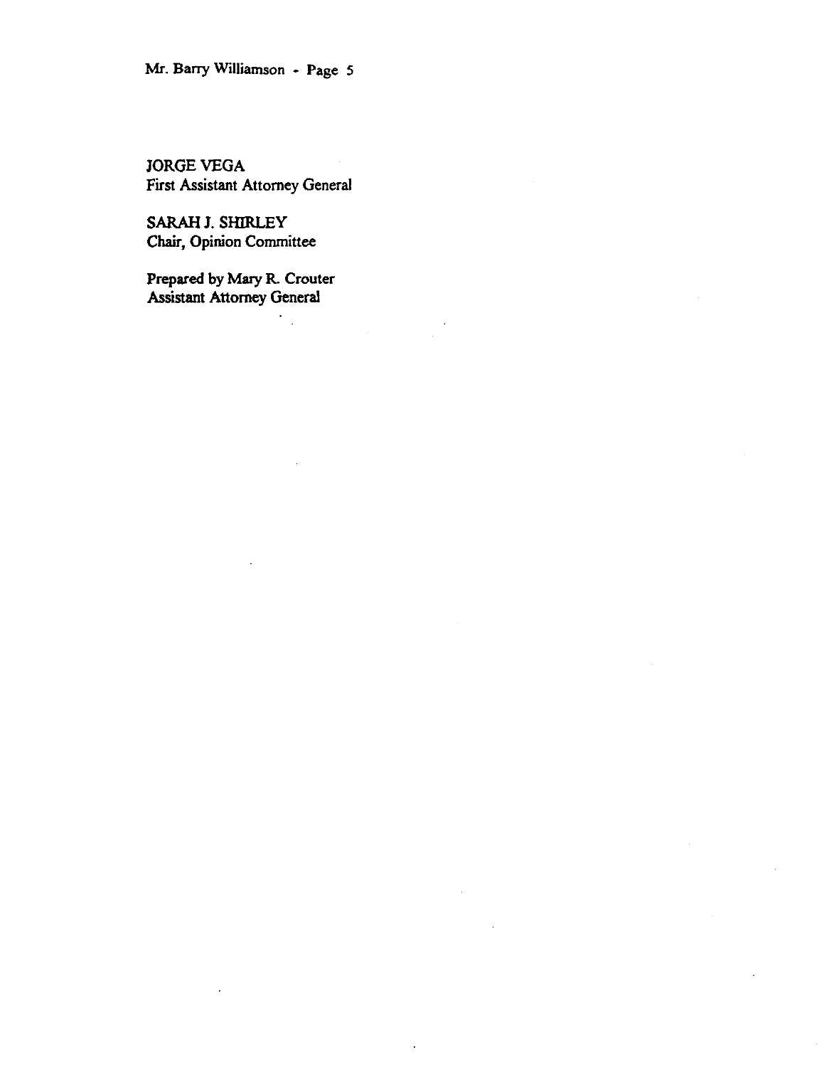JORGE VEGA
First Assistant Attorney General

SARAH J. SHIRLEY
Chair, Opinion Committee

Prepared by Mary R. Crouter
Assistant Attorney General